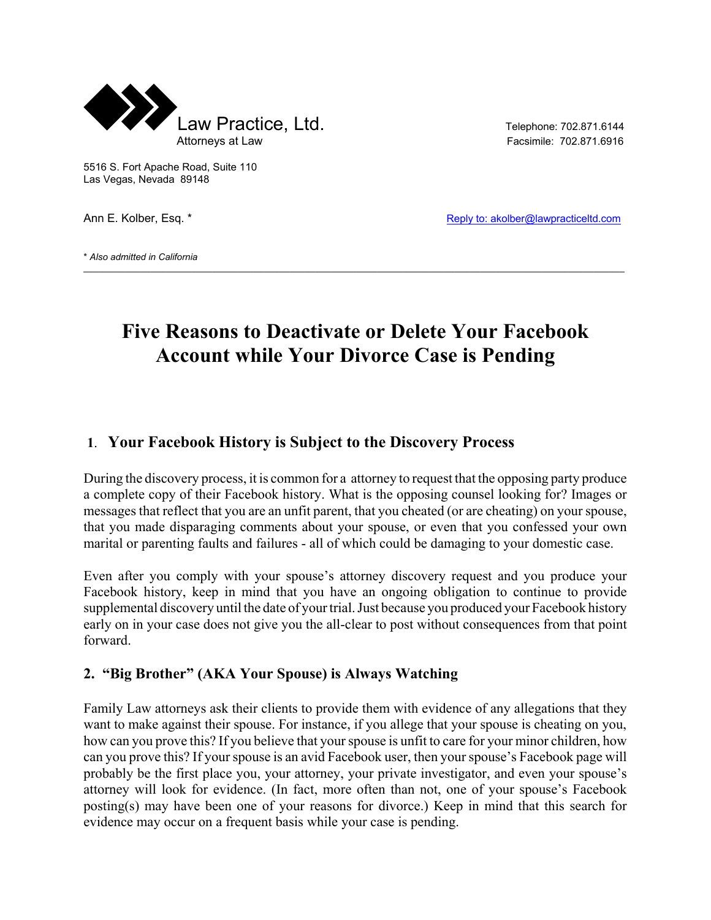Law Practice, Ltd.
Attorneys at Law

Telephone: 702.871.6144
Facsimile: 702.871.6916

5516 S. Fort Apache Road, Suite 110
Las Vegas, Nevada 89148

Ann E. Kolber, Esq. *

Reply to: akolber@lawpracticeltd.com

*\* Also admitted in California*

---

# Five Reasons to Deactivate or Delete Your Facebook Account while Your Divorce Case is Pending

## 1. Your Facebook History is Subject to the Discovery Process

During the discovery process, it is common for a attorney to request that the opposing party produce a complete copy of their Facebook history. What is the opposing counsel looking for? Images or messages that reflect that you are an unfit parent, that you cheated (or are cheating) on your spouse, that you made disparaging comments about your spouse, or even that you confessed your own marital or parenting faults and failures - all of which could be damaging to your domestic case.

Even after you comply with your spouse's attorney discovery request and you produce your Facebook history, keep in mind that you have an ongoing obligation to continue to provide supplemental discovery until the date of your trial. Just because you produced your Facebook history early on in your case does not give you the all-clear to post without consequences from that point forward.

## 2. "Big Brother" (AKA Your Spouse) is Always Watching

Family Law attorneys ask their clients to provide them with evidence of any allegations that they want to make against their spouse. For instance, if you allege that your spouse is cheating on you, how can you prove this? If you believe that your spouse is unfit to care for your minor children, how can you prove this? If your spouse is an avid Facebook user, then your spouse's Facebook page will probably be the first place you, your attorney, your private investigator, and even your spouse's attorney will look for evidence. (In fact, more often than not, one of your spouse's Facebook posting(s) may have been one of your reasons for divorce.) Keep in mind that this search for evidence may occur on a frequent basis while your case is pending.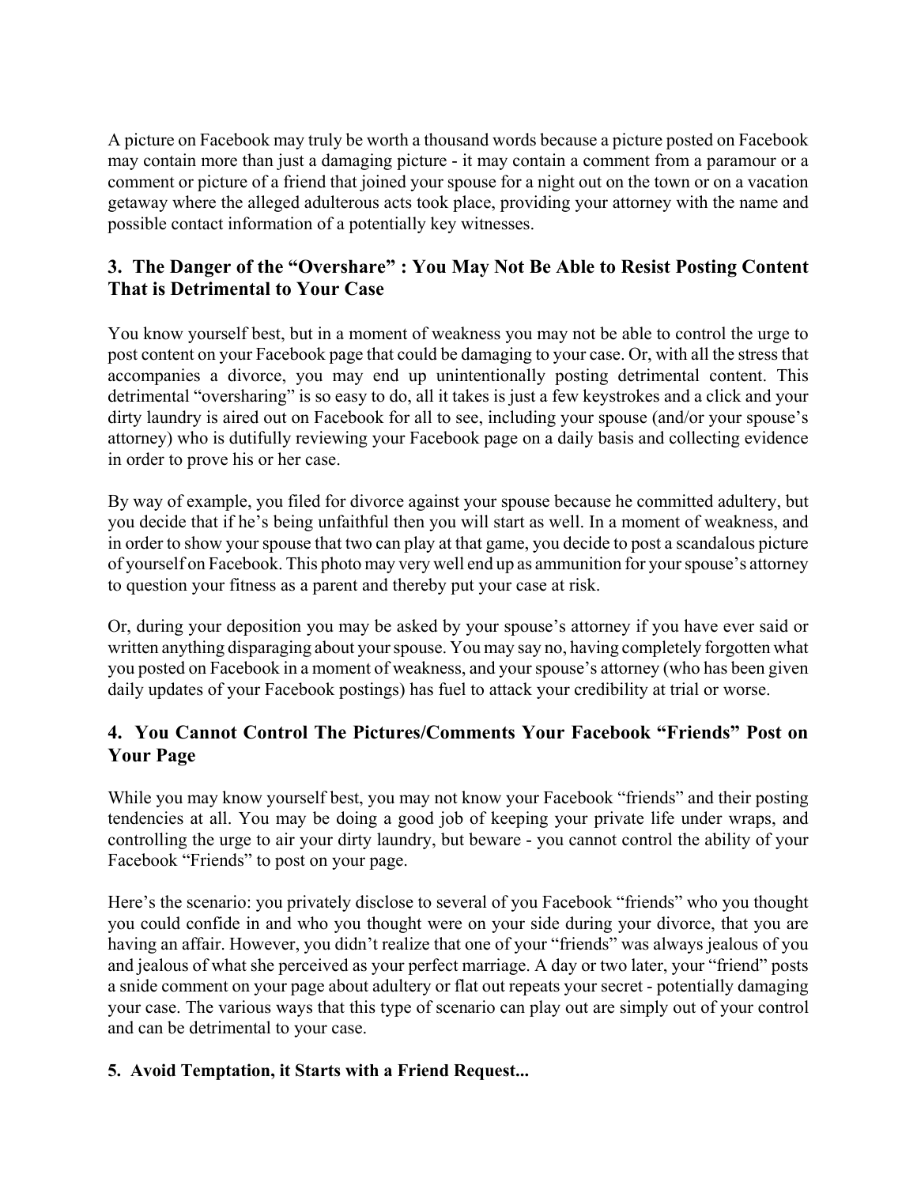A picture on Facebook may truly be worth a thousand words because a picture posted on Facebook may contain more than just a damaging picture - it may contain a comment from a paramour or a comment or picture of a friend that joined your spouse for a night out on the town or on a vacation getaway where the alleged adulterous acts took place, providing your attorney with the name and possible contact information of a potentially key witnesses.

### 3. The Danger of the "Overshare" : You May Not Be Able to Resist Posting Content That is Detrimental to Your Case

You know yourself best, but in a moment of weakness you may not be able to control the urge to post content on your Facebook page that could be damaging to your case. Or, with all the stress that accompanies a divorce, you may end up unintentionally posting detrimental content. This detrimental "oversharing" is so easy to do, all it takes is just a few keystrokes and a click and your dirty laundry is aired out on Facebook for all to see, including your spouse (and/or your spouse's attorney) who is dutifully reviewing your Facebook page on a daily basis and collecting evidence in order to prove his or her case.

By way of example, you filed for divorce against your spouse because he committed adultery, but you decide that if he's being unfaithful then you will start as well. In a moment of weakness, and in order to show your spouse that two can play at that game, you decide to post a scandalous picture of yourself on Facebook. This photo may very well end up as ammunition for your spouse's attorney to question your fitness as a parent and thereby put your case at risk.

Or, during your deposition you may be asked by your spouse's attorney if you have ever said or written anything disparaging about your spouse. You may say no, having completely forgotten what you posted on Facebook in a moment of weakness, and your spouse's attorney (who has been given daily updates of your Facebook postings) has fuel to attack your credibility at trial or worse.

### 4. You Cannot Control The Pictures/Comments Your Facebook "Friends" Post on Your Page

While you may know yourself best, you may not know your Facebook "friends" and their posting tendencies at all. You may be doing a good job of keeping your private life under wraps, and controlling the urge to air your dirty laundry, but beware - you cannot control the ability of your Facebook "Friends" to post on your page.

Here's the scenario: you privately disclose to several of you Facebook "friends" who you thought you could confide in and who you thought were on your side during your divorce, that you are having an affair. However, you didn't realize that one of your "friends" was always jealous of you and jealous of what she perceived as your perfect marriage. A day or two later, your "friend" posts a snide comment on your page about adultery or flat out repeats your secret - potentially damaging your case. The various ways that this type of scenario can play out are simply out of your control and can be detrimental to your case.

### 5. Avoid Temptation, it Starts with a Friend Request...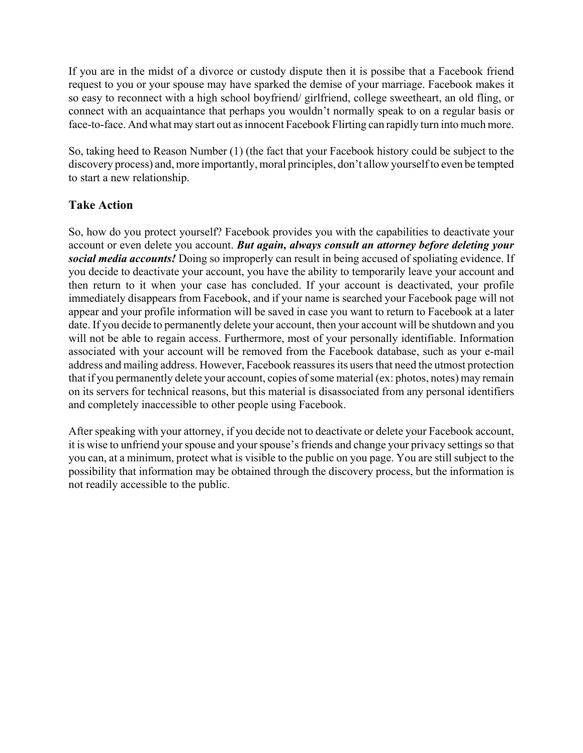If you are in the midst of a divorce or custody dispute then it is possibe that a Facebook friend request to you or your spouse may have sparked the demise of your marriage. Facebook makes it so easy to reconnect with a high school boyfriend/ girlfriend, college sweetheart, an old fling, or connect with an acquaintance that perhaps you wouldn't normally speak to on a regular basis or face-to-face. And what may start out as innocent Facebook Flirting can rapidly turn into much more.

So, taking heed to Reason Number (1) (the fact that your Facebook history could be subject to the discovery process) and, more importantly, moral principles, don't allow yourself to even be tempted to start a new relationship.

## Take Action

So, how do you protect yourself? Facebook provides you with the capabilities to deactivate your account or even delete you account. ***But again, always consult an attorney before deleting your social media accounts!*** Doing so improperly can result in being accused of spoliating evidence. If you decide to deactivate your account, you have the ability to temporarily leave your account and then return to it when your case has concluded. If your account is deactivated, your profile immediately disappears from Facebook, and if your name is searched your Facebook page will not appear and your profile information will be saved in case you want to return to Facebook at a later date. If you decide to permanently delete your account, then your account will be shutdown and you will not be able to regain access. Furthermore, most of your personally identifiable. Information associated with your account will be removed from the Facebook database, such as your e-mail address and mailing address. However, Facebook reassures its users that need the utmost protection that if you permanently delete your account, copies of some material (ex: photos, notes) may remain on its servers for technical reasons, but this material is disassociated from any personal identifiers and completely inaccessible to other people using Facebook.

After speaking with your attorney, if you decide not to deactivate or delete your Facebook account, it is wise to unfriend your spouse and your spouse's friends and change your privacy settings so that you can, at a minimum, protect what is visible to the public on you page. You are still subject to the possibility that information may be obtained through the discovery process, but the information is not readily accessible to the public.